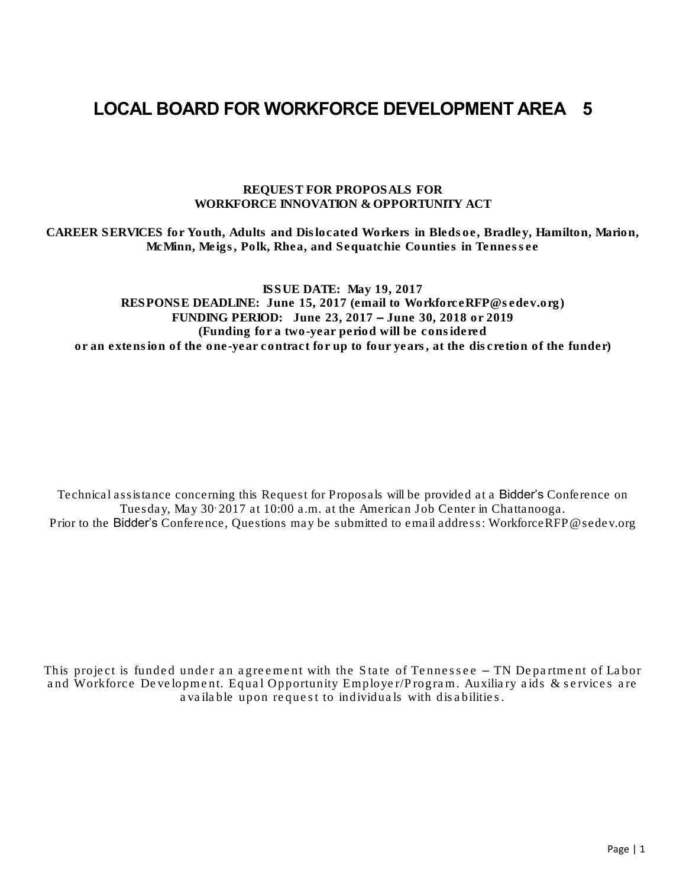# LOCAL BOARD FOR WORKFORCE DEVELOPMENT AREA 5

**REQUEST FOR PROPOSALS FOR**
**WORKFORCE INNOVATION & OPPORTUNITY ACT**

**CAREER SERVICES for Youth, Adults and Dislocated Workers in Bledsoe, Bradley, Hamilton, Marion, McMinn, Meigs, Polk, Rhea, and Sequatchie Counties in Tennessee**

**ISSUE DATE: May 19, 2017**
**RESPONSE DEADLINE: June 15, 2017 (email to WorkforceRFP@sedev.org)**
**FUNDING PERIOD: June 23, 2017 – June 30, 2018 or 2019**
**(Funding for a two-year period will be considered**
**or an extension of the one-year contract for up to four years, at the discretion of the funder)**

Technical assistance concerning this Request for Proposals will be provided at a Bidder's Conference on Tuesday, May 30, 2017 at 10:00 a.m. at the American Job Center in Chattanooga.
Prior to the Bidder's Conference, Questions may be submitted to email address: WorkforceRFP@sedev.org

This project is funded under an agreement with the State of Tennessee – TN Department of Labor and Workforce Development. Equal Opportunity Employer/Program. Auxiliary aids & services are available upon request to individuals with disabilities.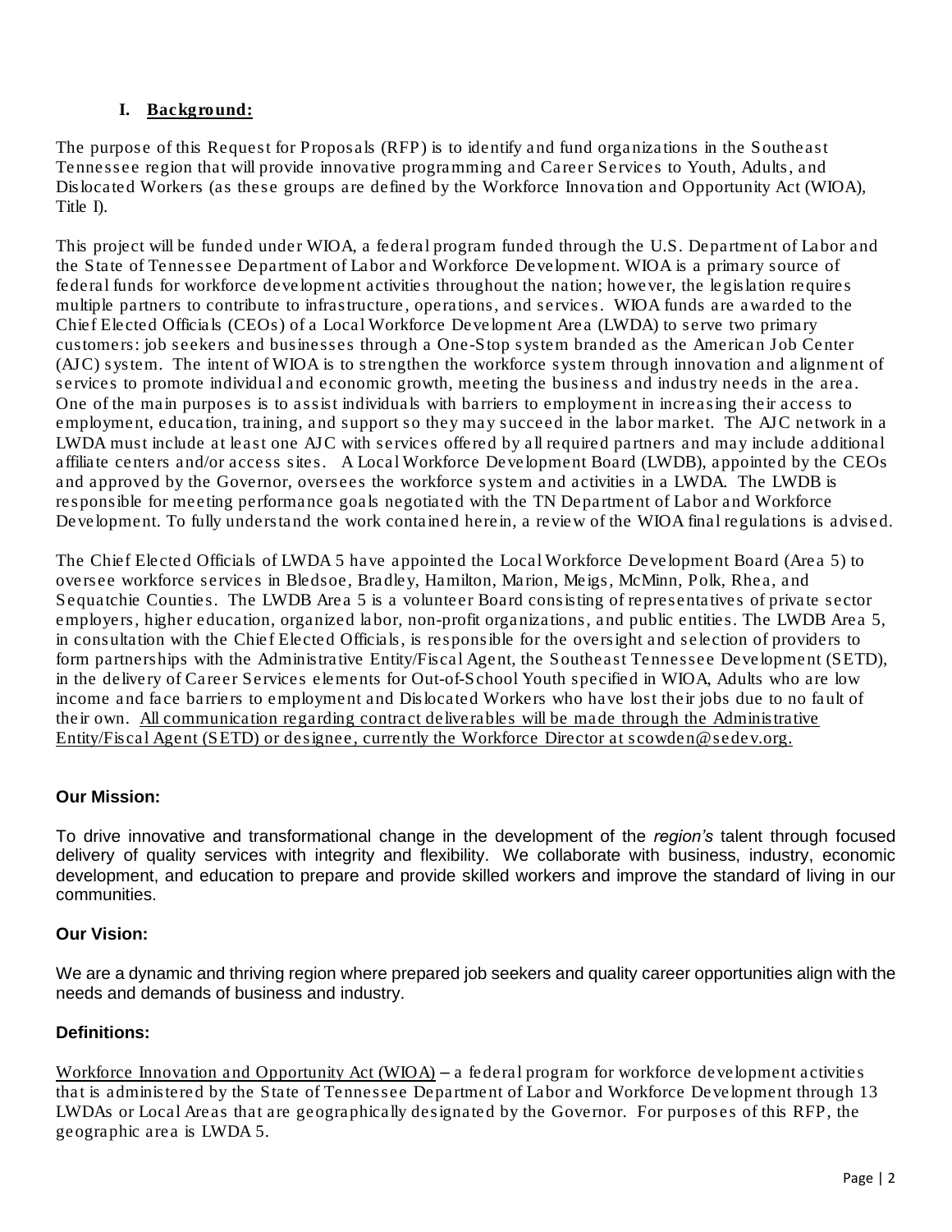## I. Background:

The purpose of this Request for Proposals (RFP) is to identify and fund organizations in the Southeast Tennessee region that will provide innovative programming and Career Services to Youth, Adults, and Dislocated Workers (as these groups are defined by the Workforce Innovation and Opportunity Act (WIOA), Title I).

This project will be funded under WIOA, a federal program funded through the U.S. Department of Labor and the State of Tennessee Department of Labor and Workforce Development. WIOA is a primary source of federal funds for workforce development activities throughout the nation; however, the legislation requires multiple partners to contribute to infrastructure, operations, and services. WIOA funds are awarded to the Chief Elected Officials (CEOs) of a Local Workforce Development Area (LWDA) to serve two primary customers: job seekers and businesses through a One-Stop system branded as the American Job Center (AJC) system. The intent of WIOA is to strengthen the workforce system through innovation and alignment of services to promote individual and economic growth, meeting the business and industry needs in the area. One of the main purposes is to assist individuals with barriers to employment in increasing their access to employment, education, training, and support so they may succeed in the labor market. The AJC network in a LWDA must include at least one AJC with services offered by all required partners and may include additional affiliate centers and/or access sites. A Local Workforce Development Board (LWDB), appointed by the CEOs and approved by the Governor, oversees the workforce system and activities in a LWDA. The LWDB is responsible for meeting performance goals negotiated with the TN Department of Labor and Workforce Development. To fully understand the work contained herein, a review of the WIOA final regulations is advised.

The Chief Elected Officials of LWDA 5 have appointed the Local Workforce Development Board (Area 5) to oversee workforce services in Bledsoe, Bradley, Hamilton, Marion, Meigs, McMinn, Polk, Rhea, and Sequatchie Counties. The LWDB Area 5 is a volunteer Board consisting of representatives of private sector employers, higher education, organized labor, non-profit organizations, and public entities. The LWDB Area 5, in consultation with the Chief Elected Officials, is responsible for the oversight and selection of providers to form partnerships with the Administrative Entity/Fiscal Agent, the Southeast Tennessee Development (SETD), in the delivery of Career Services elements for Out-of-School Youth specified in WIOA, Adults who are low income and face barriers to employment and Dislocated Workers who have lost their jobs due to no fault of their own. <u>All communication regarding contract deliverables will be made through the Administrative Entity/Fiscal Agent (SETD) or designee, currently the Workforce Director at scowden@sedev.org.</u>

**Our Mission:**

To drive innovative and transformational change in the development of the *region's* talent through focused delivery of quality services with integrity and flexibility. We collaborate with business, industry, economic development, and education to prepare and provide skilled workers and improve the standard of living in our communities.

**Our Vision:**

We are a dynamic and thriving region where prepared job seekers and quality career opportunities align with the needs and demands of business and industry.

**Definitions:**

<u>Workforce Innovation and Opportunity Act (WIOA)</u> – a federal program for workforce development activities that is administered by the State of Tennessee Department of Labor and Workforce Development through 13 LWDAs or Local Areas that are geographically designated by the Governor. For purposes of this RFP, the geographic area is LWDA 5.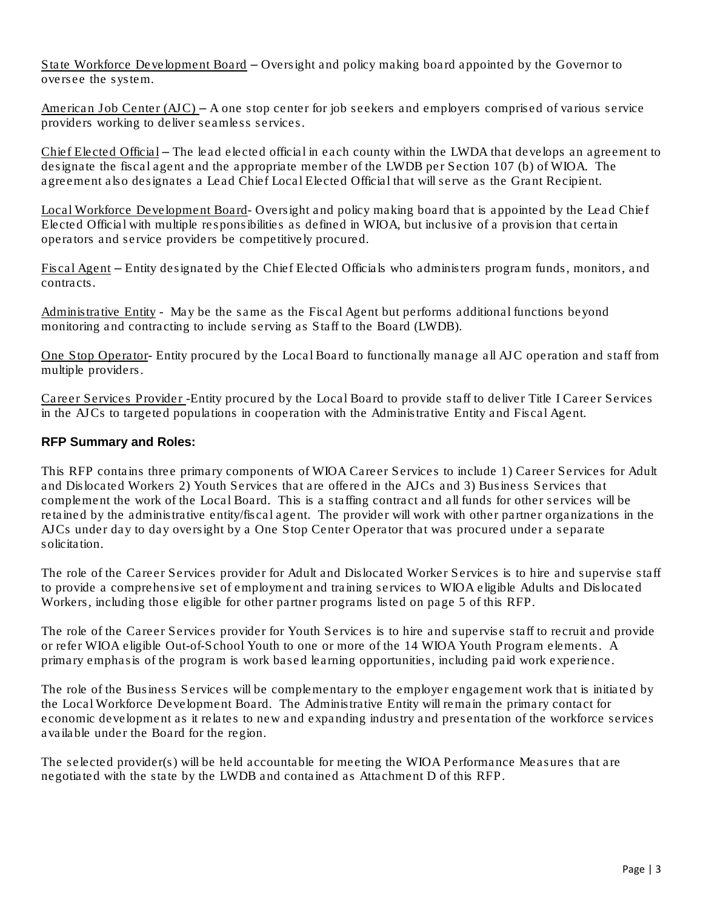<u>State Workforce Development Board</u> – Oversight and policy making board appointed by the Governor to oversee the system.

<u>American Job Center (AJC)</u> – A one stop center for job seekers and employers comprised of various service providers working to deliver seamless services.

<u>Chief Elected Official</u> – The lead elected official in each county within the LWDA that develops an agreement to designate the fiscal agent and the appropriate member of the LWDB per Section 107 (b) of WIOA. The agreement also designates a Lead Chief Local Elected Official that will serve as the Grant Recipient.

<u>Local Workforce Development Board</u>- Oversight and policy making board that is appointed by the Lead Chief Elected Official with multiple responsibilities as defined in WIOA, but inclusive of a provision that certain operators and service providers be competitively procured.

<u>Fiscal Agent</u> – Entity designated by the Chief Elected Officials who administers program funds, monitors, and contracts.

<u>Administrative Entity</u> - May be the same as the Fiscal Agent but performs additional functions beyond monitoring and contracting to include serving as Staff to the Board (LWDB).

<u>One Stop Operator</u>- Entity procured by the Local Board to functionally manage all AJC operation and staff from multiple providers.

<u>Career Services Provider</u> -Entity procured by the Local Board to provide staff to deliver Title I Career Services in the AJCs to targeted populations in cooperation with the Administrative Entity and Fiscal Agent.

### RFP Summary and Roles:

This RFP contains three primary components of WIOA Career Services to include 1) Career Services for Adult and Dislocated Workers 2) Youth Services that are offered in the AJCs and 3) Business Services that complement the work of the Local Board. This is a staffing contract and all funds for other services will be retained by the administrative entity/fiscal agent. The provider will work with other partner organizations in the AJCs under day to day oversight by a One Stop Center Operator that was procured under a separate solicitation.

The role of the Career Services provider for Adult and Dislocated Worker Services is to hire and supervise staff to provide a comprehensive set of employment and training services to WIOA eligible Adults and Dislocated Workers, including those eligible for other partner programs listed on page 5 of this RFP.

The role of the Career Services provider for Youth Services is to hire and supervise staff to recruit and provide or refer WIOA eligible Out-of-School Youth to one or more of the 14 WIOA Youth Program elements. A primary emphasis of the program is work based learning opportunities, including paid work experience.

The role of the Business Services will be complementary to the employer engagement work that is initiated by the Local Workforce Development Board. The Administrative Entity will remain the primary contact for economic development as it relates to new and expanding industry and presentation of the workforce services available under the Board for the region.

The selected provider(s) will be held accountable for meeting the WIOA Performance Measures that are negotiated with the state by the LWDB and contained as Attachment D of this RFP.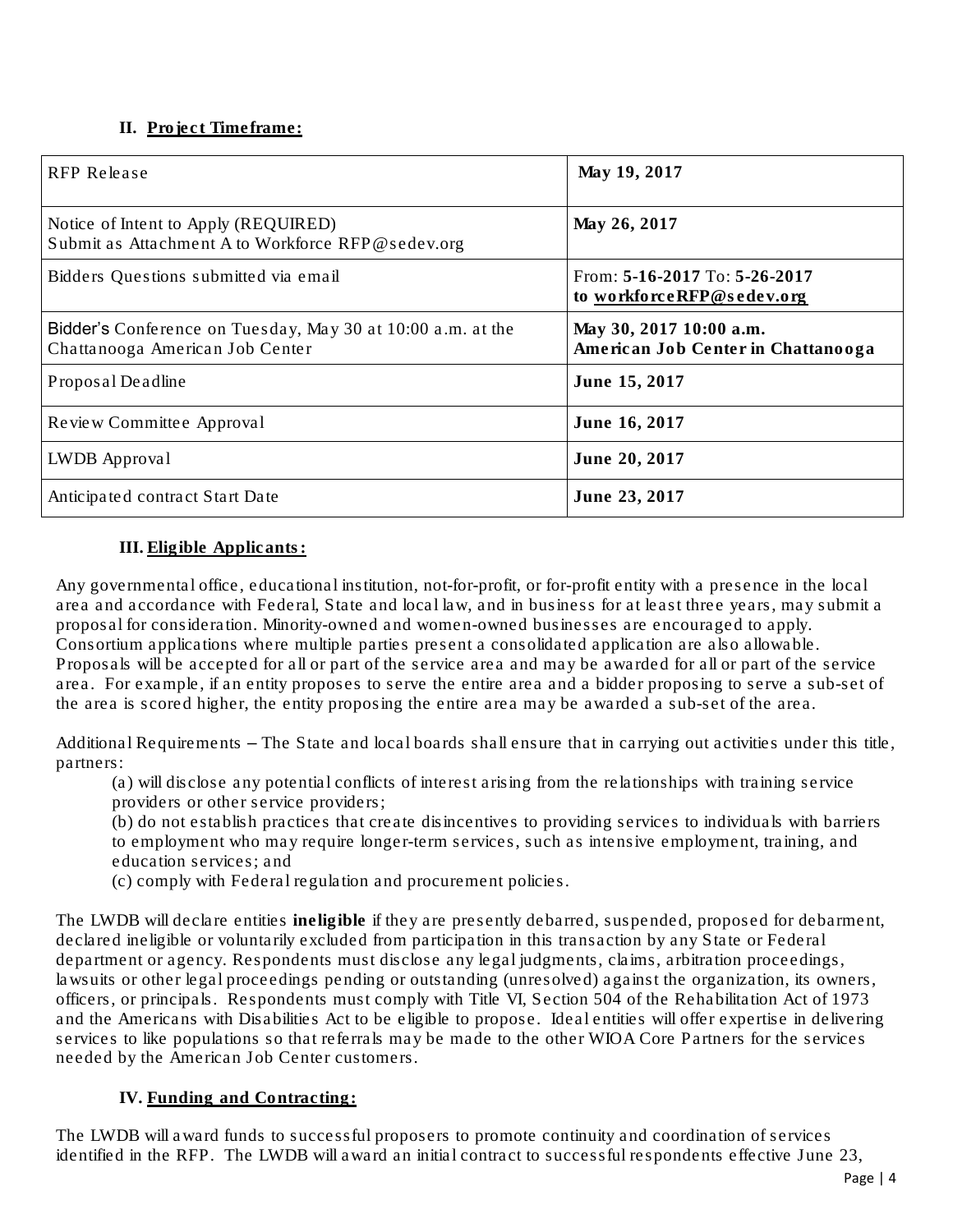## II. Project Timeframe:

| RFP Release | **May 19, 2017** |
|---|---|
| Notice of Intent to Apply (REQUIRED) Submit as Attachment A to Workforce RFP@sedev.org | **May 26, 2017** |
| Bidders Questions submitted via email | From: **5-16-2017** To: **5-26-2017 to workforceRFP@sedev.org** |
| Bidder's Conference on Tuesday, May 30 at 10:00 a.m. at the Chattanooga American Job Center | **May 30, 2017 10:00 a.m. American Job Center in Chattanooga** |
| Proposal Deadline | **June 15, 2017** |
| Review Committee Approval | **June 16, 2017** |
| LWDB Approval | **June 20, 2017** |
| Anticipated contract Start Date | **June 23, 2017** |

## III. Eligible Applicants:

Any governmental office, educational institution, not-for-profit, or for-profit entity with a presence in the local area and accordance with Federal, State and local law, and in business for at least three years, may submit a proposal for consideration. Minority-owned and women-owned businesses are encouraged to apply. Consortium applications where multiple parties present a consolidated application are also allowable. Proposals will be accepted for all or part of the service area and may be awarded for all or part of the service area. For example, if an entity proposes to serve the entire area and a bidder proposing to serve a sub-set of the area is scored higher, the entity proposing the entire area may be awarded a sub-set of the area.

Additional Requirements – The State and local boards shall ensure that in carrying out activities under this title, partners:

(a) will disclose any potential conflicts of interest arising from the relationships with training service providers or other service providers;

(b) do not establish practices that create disincentives to providing services to individuals with barriers to employment who may require longer-term services, such as intensive employment, training, and education services; and

(c) comply with Federal regulation and procurement policies.

The LWDB will declare entities **ineligible** if they are presently debarred, suspended, proposed for debarment, declared ineligible or voluntarily excluded from participation in this transaction by any State or Federal department or agency. Respondents must disclose any legal judgments, claims, arbitration proceedings, lawsuits or other legal proceedings pending or outstanding (unresolved) against the organization, its owners, officers, or principals. Respondents must comply with Title VI, Section 504 of the Rehabilitation Act of 1973 and the Americans with Disabilities Act to be eligible to propose. Ideal entities will offer expertise in delivering services to like populations so that referrals may be made to the other WIOA Core Partners for the services needed by the American Job Center customers.

## IV. Funding and Contracting:

The LWDB will award funds to successful proposers to promote continuity and coordination of services identified in the RFP. The LWDB will award an initial contract to successful respondents effective June 23,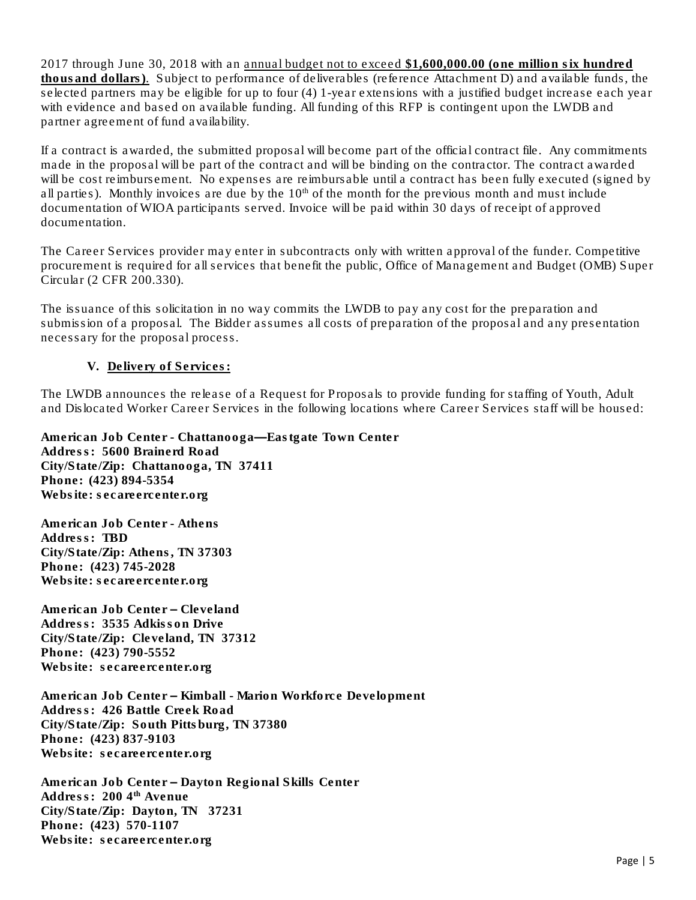2017 through June 30, 2018 with an annual budget not to exceed **$1,600,000.00 (one million six hundred thousand dollars)**. Subject to performance of deliverables (reference Attachment D) and available funds, the selected partners may be eligible for up to four (4) 1-year extensions with a justified budget increase each year with evidence and based on available funding. All funding of this RFP is contingent upon the LWDB and partner agreement of fund availability.

If a contract is awarded, the submitted proposal will become part of the official contract file. Any commitments made in the proposal will be part of the contract and will be binding on the contractor. The contract awarded will be cost reimbursement. No expenses are reimbursable until a contract has been fully executed (signed by all parties). Monthly invoices are due by the 10th of the month for the previous month and must include documentation of WIOA participants served. Invoice will be paid within 30 days of receipt of approved documentation.

The Career Services provider may enter in subcontracts only with written approval of the funder. Competitive procurement is required for all services that benefit the public, Office of Management and Budget (OMB) Super Circular (2 CFR 200.330).

The issuance of this solicitation in no way commits the LWDB to pay any cost for the preparation and submission of a proposal. The Bidder assumes all costs of preparation of the proposal and any presentation necessary for the proposal process.

## V. Delivery of Services:

The LWDB announces the release of a Request for Proposals to provide funding for staffing of Youth, Adult and Dislocated Worker Career Services in the following locations where Career Services staff will be housed:

**American Job Center - Chattanooga—Eastgate Town Center**
**Address: 5600 Brainerd Road**
**City/State/Zip: Chattanooga, TN 37411**
**Phone: (423) 894-5354**
**Website: secareercenter.org**

**American Job Center - Athens**
**Address: TBD**
**City/State/Zip: Athens, TN 37303**
**Phone: (423) 745-2028**
**Website: secareercenter.org**

**American Job Center – Cleveland**
**Address: 3535 Adkisson Drive**
**City/State/Zip: Cleveland, TN 37312**
**Phone: (423) 790-5552**
**Website: secareercenter.org**

**American Job Center – Kimball - Marion Workforce Development**
**Address: 426 Battle Creek Road**
**City/State/Zip: South Pittsburg, TN 37380**
**Phone: (423) 837-9103**
**Website: secareercenter.org**

**American Job Center – Dayton Regional Skills Center**
**Address: 200 4th Avenue**
**City/State/Zip: Dayton, TN 37231**
**Phone: (423) 570-1107**
**Website: secareercenter.org**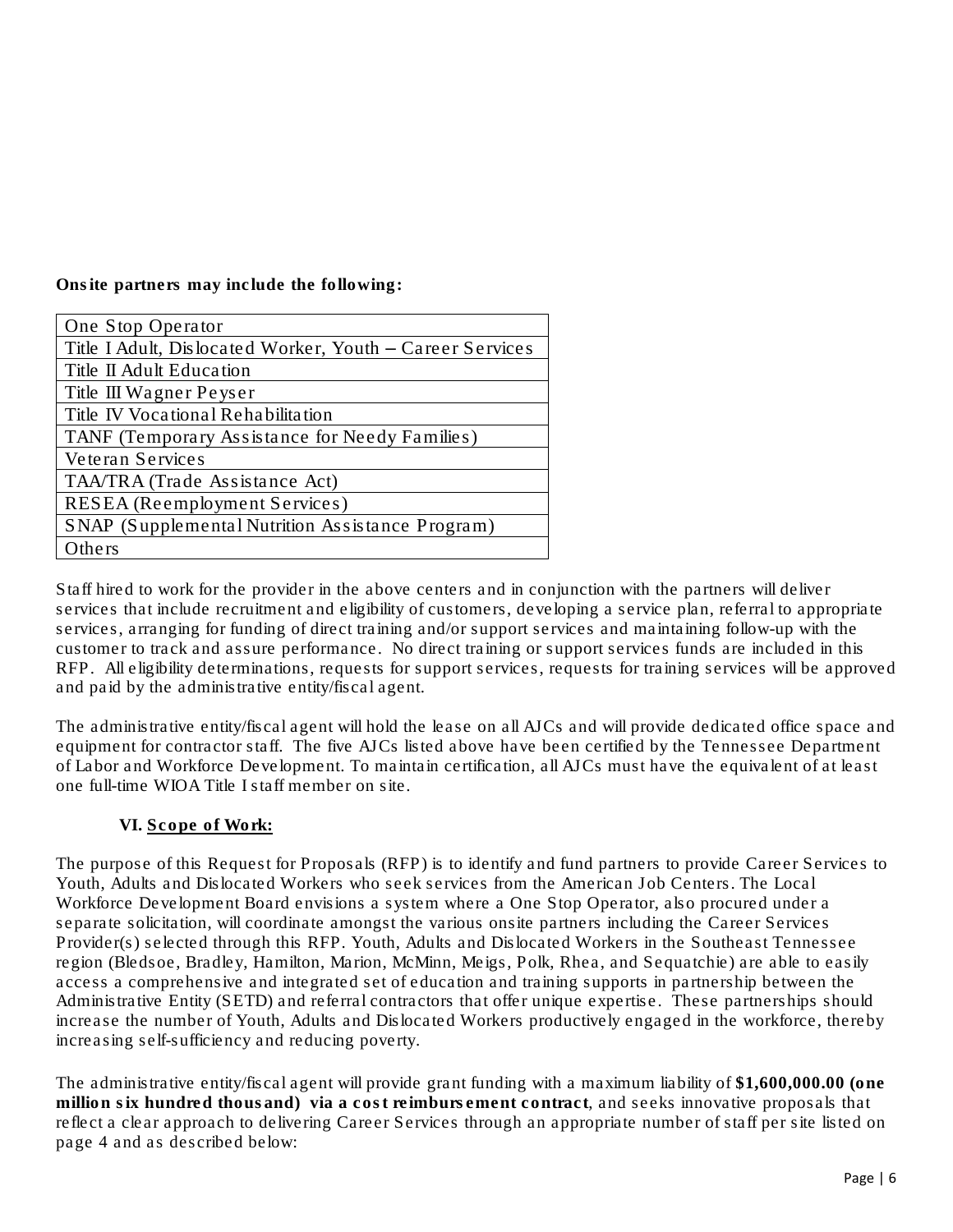**Onsite partners may include the following:**

| One Stop Operator |
|---|
| Title I Adult, Dislocated Worker, Youth – Career Services |
| Title II Adult Education |
| Title III Wagner Peyser |
| Title IV Vocational Rehabilitation |
| TANF (Temporary Assistance for Needy Families) |
| Veteran Services |
| TAA/TRA (Trade Assistance Act) |
| RESEA (Reemployment Services) |
| SNAP (Supplemental Nutrition Assistance Program) |
| Others |

Staff hired to work for the provider in the above centers and in conjunction with the partners will deliver services that include recruitment and eligibility of customers, developing a service plan, referral to appropriate services, arranging for funding of direct training and/or support services and maintaining follow-up with the customer to track and assure performance. No direct training or support services funds are included in this RFP. All eligibility determinations, requests for support services, requests for training services will be approved and paid by the administrative entity/fiscal agent.

The administrative entity/fiscal agent will hold the lease on all AJCs and will provide dedicated office space and equipment for contractor staff. The five AJCs listed above have been certified by the Tennessee Department of Labor and Workforce Development. To maintain certification, all AJCs must have the equivalent of at least one full-time WIOA Title I staff member on site.

## VI. Scope of Work:

The purpose of this Request for Proposals (RFP) is to identify and fund partners to provide Career Services to Youth, Adults and Dislocated Workers who seek services from the American Job Centers. The Local Workforce Development Board envisions a system where a One Stop Operator, also procured under a separate solicitation, will coordinate amongst the various onsite partners including the Career Services Provider(s) selected through this RFP. Youth, Adults and Dislocated Workers in the Southeast Tennessee region (Bledsoe, Bradley, Hamilton, Marion, McMinn, Meigs, Polk, Rhea, and Sequatchie) are able to easily access a comprehensive and integrated set of education and training supports in partnership between the Administrative Entity (SETD) and referral contractors that offer unique expertise. These partnerships should increase the number of Youth, Adults and Dislocated Workers productively engaged in the workforce, thereby increasing self-sufficiency and reducing poverty.

The administrative entity/fiscal agent will provide grant funding with a maximum liability of **$1,600,000.00 (one million six hundred thousand) via a cost reimbursement contract**, and seeks innovative proposals that reflect a clear approach to delivering Career Services through an appropriate number of staff per site listed on page 4 and as described below: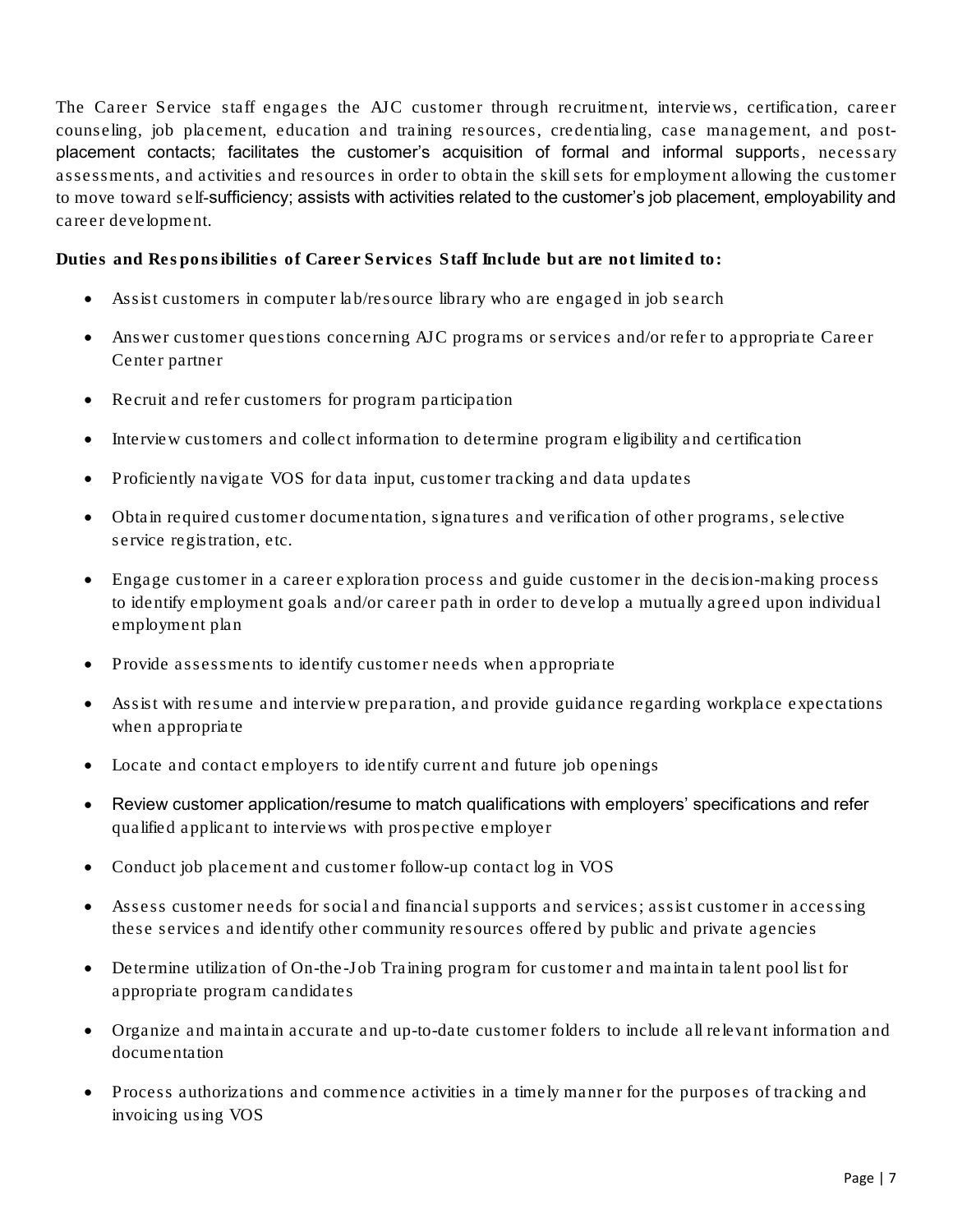The Career Service staff engages the AJC customer through recruitment, interviews, certification, career counseling, job placement, education and training resources, credentialing, case management, and post-placement contacts; facilitates the customer's acquisition of formal and informal supports, necessary assessments, and activities and resources in order to obtain the skill sets for employment allowing the customer to move toward self-sufficiency; assists with activities related to the customer's job placement, employability and career development.

**Duties and Responsibilities of Career Services Staff Include but are not limited to:**

- Assist customers in computer lab/resource library who are engaged in job search
- Answer customer questions concerning AJC programs or services and/or refer to appropriate Career Center partner
- Recruit and refer customers for program participation
- Interview customers and collect information to determine program eligibility and certification
- Proficiently navigate VOS for data input, customer tracking and data updates
- Obtain required customer documentation, signatures and verification of other programs, selective service registration, etc.
- Engage customer in a career exploration process and guide customer in the decision-making process to identify employment goals and/or career path in order to develop a mutually agreed upon individual employment plan
- Provide assessments to identify customer needs when appropriate
- Assist with resume and interview preparation, and provide guidance regarding workplace expectations when appropriate
- Locate and contact employers to identify current and future job openings
- Review customer application/resume to match qualifications with employers' specifications and refer qualified applicant to interviews with prospective employer
- Conduct job placement and customer follow-up contact log in VOS
- Assess customer needs for social and financial supports and services; assist customer in accessing these services and identify other community resources offered by public and private agencies
- Determine utilization of On-the-Job Training program for customer and maintain talent pool list for appropriate program candidates
- Organize and maintain accurate and up-to-date customer folders to include all relevant information and documentation
- Process authorizations and commence activities in a timely manner for the purposes of tracking and invoicing using VOS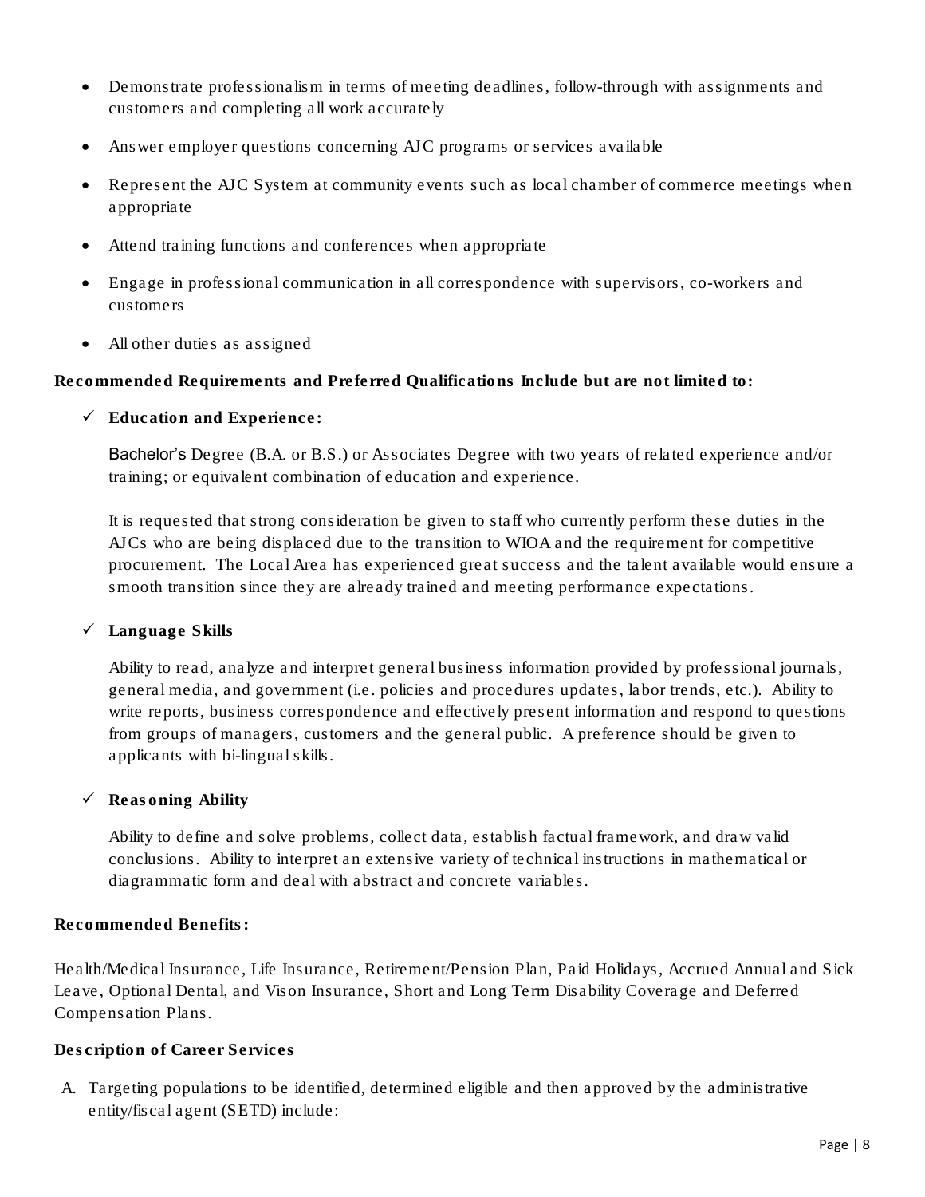- Demonstrate professionalism in terms of meeting deadlines, follow-through with assignments and customers and completing all work accurately
- Answer employer questions concerning AJC programs or services available
- Represent the AJC System at community events such as local chamber of commerce meetings when appropriate
- Attend training functions and conferences when appropriate
- Engage in professional communication in all correspondence with supervisors, co-workers and customers
- All other duties as assigned

**Recommended Requirements and Preferred Qualifications Include but are not limited to:**

- ✓ **Education and Experience:**

  Bachelor's Degree (B.A. or B.S.) or Associates Degree with two years of related experience and/or training; or equivalent combination of education and experience.

  It is requested that strong consideration be given to staff who currently perform these duties in the AJCs who are being displaced due to the transition to WIOA and the requirement for competitive procurement. The Local Area has experienced great success and the talent available would ensure a smooth transition since they are already trained and meeting performance expectations.

- ✓ **Language Skills**

  Ability to read, analyze and interpret general business information provided by professional journals, general media, and government (i.e. policies and procedures updates, labor trends, etc.). Ability to write reports, business correspondence and effectively present information and respond to questions from groups of managers, customers and the general public. A preference should be given to applicants with bi-lingual skills.

- ✓ **Reasoning Ability**

  Ability to define and solve problems, collect data, establish factual framework, and draw valid conclusions. Ability to interpret an extensive variety of technical instructions in mathematical or diagrammatic form and deal with abstract and concrete variables.

**Recommended Benefits:**

Health/Medical Insurance, Life Insurance, Retirement/Pension Plan, Paid Holidays, Accrued Annual and Sick Leave, Optional Dental, and Vison Insurance, Short and Long Term Disability Coverage and Deferred Compensation Plans.

**Description of Career Services**

A. Targeting populations to be identified, determined eligible and then approved by the administrative entity/fiscal agent (SETD) include: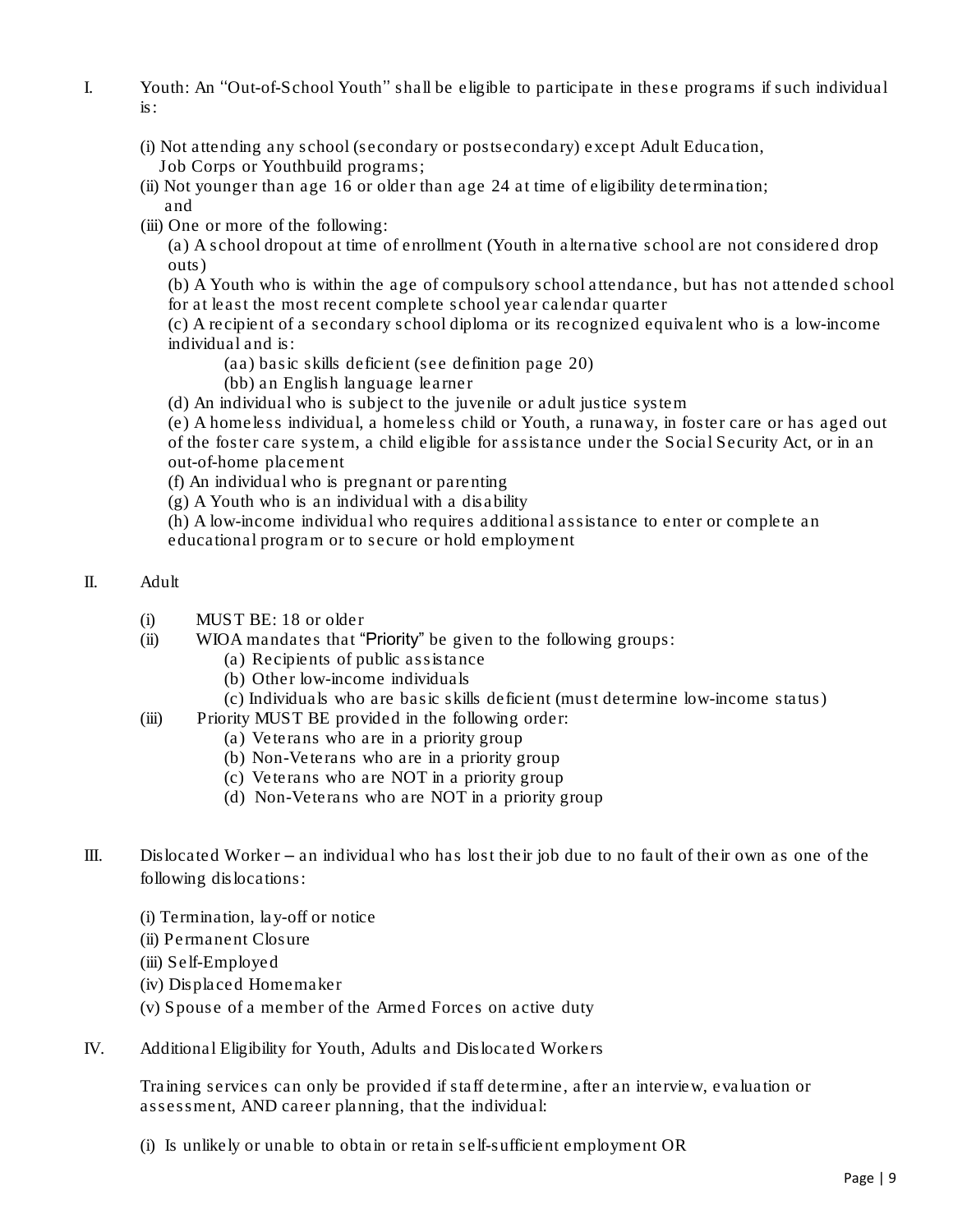I. Youth: An "Out-of-School Youth" shall be eligible to participate in these programs if such individual is:

   (i) Not attending any school (secondary or postsecondary) except Adult Education, Job Corps or Youthbuild programs;
   (ii) Not younger than age 16 or older than age 24 at time of eligibility determination; and
   (iii) One or more of the following:
      (a) A school dropout at time of enrollment (Youth in alternative school are not considered drop outs)
      (b) A Youth who is within the age of compulsory school attendance, but has not attended school for at least the most recent complete school year calendar quarter
      (c) A recipient of a secondary school diploma or its recognized equivalent who is a low-income individual and is:
         (aa) basic skills deficient (see definition page 20)
         (bb) an English language learner
      (d) An individual who is subject to the juvenile or adult justice system
      (e) A homeless individual, a homeless child or Youth, a runaway, in foster care or has aged out of the foster care system, a child eligible for assistance under the Social Security Act, or in an out-of-home placement
      (f) An individual who is pregnant or parenting
      (g) A Youth who is an individual with a disability
      (h) A low-income individual who requires additional assistance to enter or complete an educational program or to secure or hold employment

II. Adult

   (i) MUST BE: 18 or older
   (ii) WIOA mandates that "Priority" be given to the following groups:
      (a) Recipients of public assistance
      (b) Other low-income individuals
      (c) Individuals who are basic skills deficient (must determine low-income status)
   (iii) Priority MUST BE provided in the following order:
      (a) Veterans who are in a priority group
      (b) Non-Veterans who are in a priority group
      (c) Veterans who are NOT in a priority group
      (d) Non-Veterans who are NOT in a priority group

III. Dislocated Worker – an individual who has lost their job due to no fault of their own as one of the following dislocations:

   (i) Termination, lay-off or notice
   (ii) Permanent Closure
   (iii) Self-Employed
   (iv) Displaced Homemaker
   (v) Spouse of a member of the Armed Forces on active duty

IV. Additional Eligibility for Youth, Adults and Dislocated Workers

   Training services can only be provided if staff determine, after an interview, evaluation or assessment, AND career planning, that the individual:

   (i) Is unlikely or unable to obtain or retain self-sufficient employment OR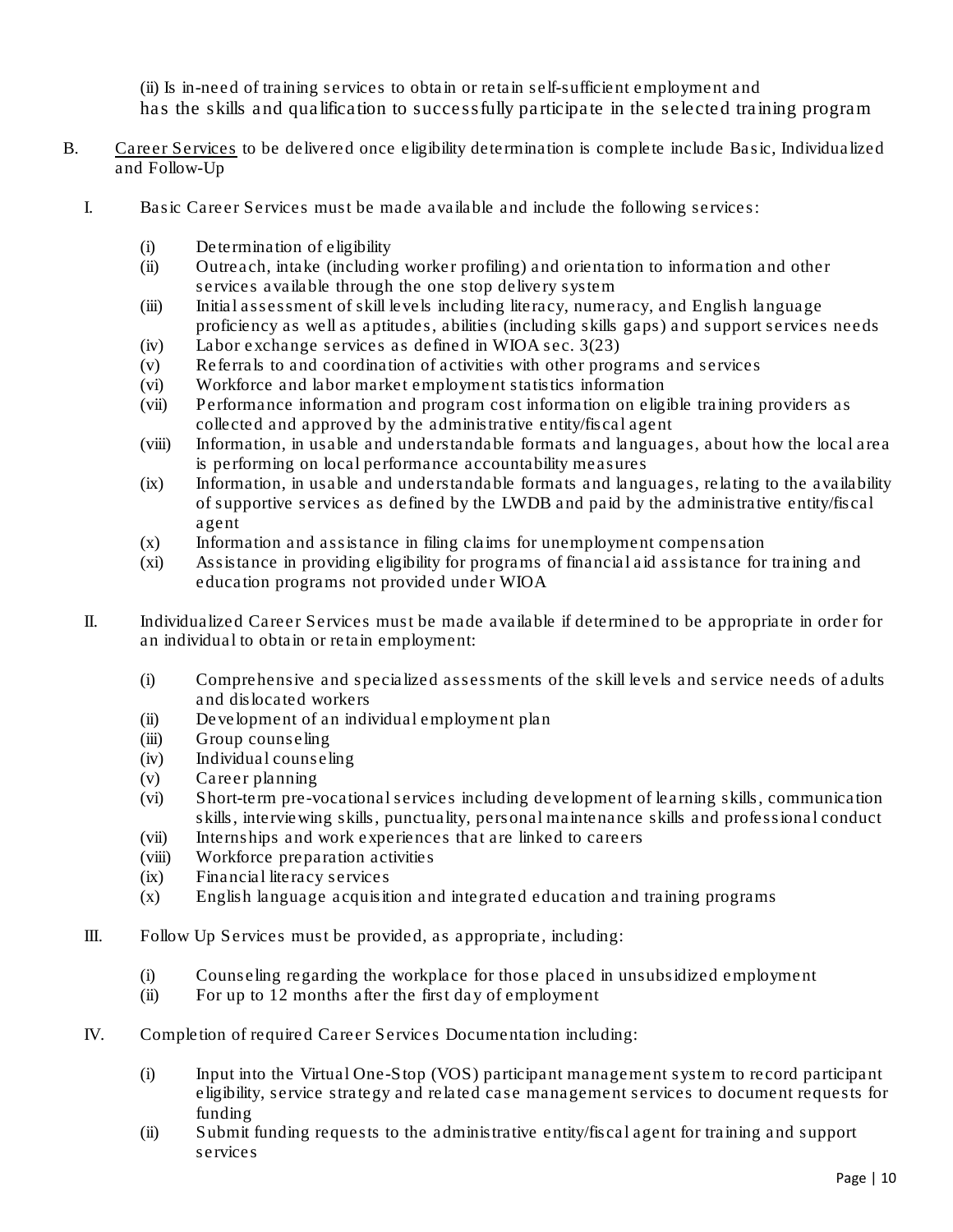(ii) Is in-need of training services to obtain or retain self-sufficient employment and has the skills and qualification to successfully participate in the selected training program

B. <u>Career Services</u> to be delivered once eligibility determination is complete include Basic, Individualized and Follow-Up

I. Basic Career Services must be made available and include the following services:

- (i) Determination of eligibility
- (ii) Outreach, intake (including worker profiling) and orientation to information and other services available through the one stop delivery system
- (iii) Initial assessment of skill levels including literacy, numeracy, and English language proficiency as well as aptitudes, abilities (including skills gaps) and support services needs
- (iv) Labor exchange services as defined in WIOA sec. 3(23)
- (v) Referrals to and coordination of activities with other programs and services
- (vi) Workforce and labor market employment statistics information
- (vii) Performance information and program cost information on eligible training providers as collected and approved by the administrative entity/fiscal agent
- (viii) Information, in usable and understandable formats and languages, about how the local area is performing on local performance accountability measures
- (ix) Information, in usable and understandable formats and languages, relating to the availability of supportive services as defined by the LWDB and paid by the administrative entity/fiscal agent
- (x) Information and assistance in filing claims for unemployment compensation
- (xi) Assistance in providing eligibility for programs of financial aid assistance for training and education programs not provided under WIOA

II. Individualized Career Services must be made available if determined to be appropriate in order for an individual to obtain or retain employment:

- (i) Comprehensive and specialized assessments of the skill levels and service needs of adults and dislocated workers
- (ii) Development of an individual employment plan
- (iii) Group counseling
- (iv) Individual counseling
- (v) Career planning
- (vi) Short-term pre-vocational services including development of learning skills, communication skills, interviewing skills, punctuality, personal maintenance skills and professional conduct
- (vii) Internships and work experiences that are linked to careers
- (viii) Workforce preparation activities
- (ix) Financial literacy services
- (x) English language acquisition and integrated education and training programs

III. Follow Up Services must be provided, as appropriate, including:

- (i) Counseling regarding the workplace for those placed in unsubsidized employment
- (ii) For up to 12 months after the first day of employment

IV. Completion of required Career Services Documentation including:

- (i) Input into the Virtual One-Stop (VOS) participant management system to record participant eligibility, service strategy and related case management services to document requests for funding
- (ii) Submit funding requests to the administrative entity/fiscal agent for training and support services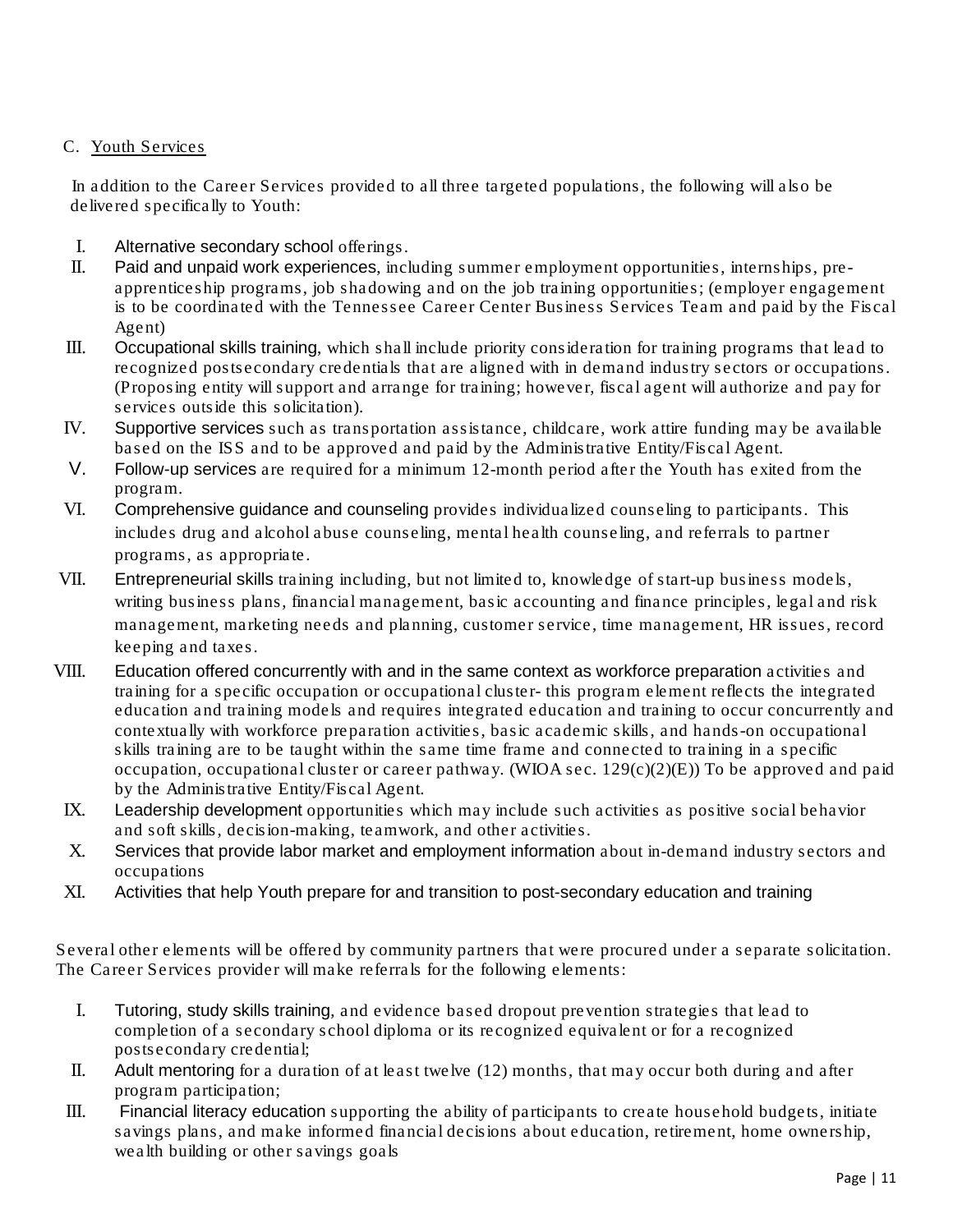C. <u>Youth Services</u>

In addition to the Career Services provided to all three targeted populations, the following will also be delivered specifically to Youth:

I. Alternative secondary school offerings.
II. Paid and unpaid work experiences, including summer employment opportunities, internships, pre-apprenticeship programs, job shadowing and on the job training opportunities; (employer engagement is to be coordinated with the Tennessee Career Center Business Services Team and paid by the Fiscal Agent)
III. Occupational skills training, which shall include priority consideration for training programs that lead to recognized postsecondary credentials that are aligned with in demand industry sectors or occupations. (Proposing entity will support and arrange for training; however, fiscal agent will authorize and pay for services outside this solicitation).
IV. Supportive services such as transportation assistance, childcare, work attire funding may be available based on the ISS and to be approved and paid by the Administrative Entity/Fiscal Agent.
V. Follow-up services are required for a minimum 12-month period after the Youth has exited from the program.
VI. Comprehensive guidance and counseling provides individualized counseling to participants. This includes drug and alcohol abuse counseling, mental health counseling, and referrals to partner programs, as appropriate.
VII. Entrepreneurial skills training including, but not limited to, knowledge of start-up business models, writing business plans, financial management, basic accounting and finance principles, legal and risk management, marketing needs and planning, customer service, time management, HR issues, record keeping and taxes.
VIII. Education offered concurrently with and in the same context as workforce preparation activities and training for a specific occupation or occupational cluster- this program element reflects the integrated education and training models and requires integrated education and training to occur concurrently and contextually with workforce preparation activities, basic academic skills, and hands-on occupational skills training are to be taught within the same time frame and connected to training in a specific occupation, occupational cluster or career pathway. (WIOA sec. 129(c)(2)(E)) To be approved and paid by the Administrative Entity/Fiscal Agent.
IX. Leadership development opportunities which may include such activities as positive social behavior and soft skills, decision-making, teamwork, and other activities.
X. Services that provide labor market and employment information about in-demand industry sectors and occupations
XI. Activities that help Youth prepare for and transition to post-secondary education and training

Several other elements will be offered by community partners that were procured under a separate solicitation. The Career Services provider will make referrals for the following elements:

I. Tutoring, study skills training, and evidence based dropout prevention strategies that lead to completion of a secondary school diploma or its recognized equivalent or for a recognized postsecondary credential;
II. Adult mentoring for a duration of at least twelve (12) months, that may occur both during and after program participation;
III. Financial literacy education supporting the ability of participants to create household budgets, initiate savings plans, and make informed financial decisions about education, retirement, home ownership, wealth building or other savings goals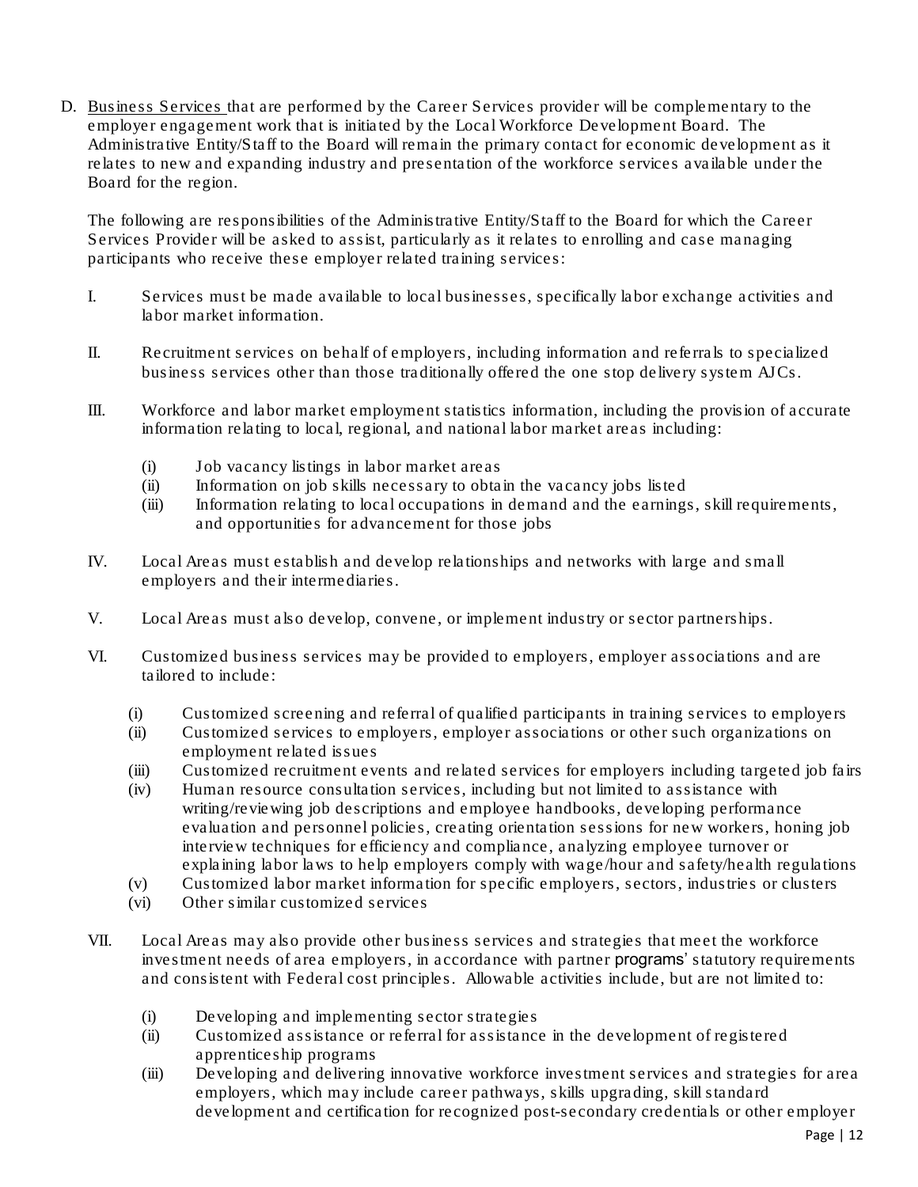D. <u>Business Services</u> that are performed by the Career Services provider will be complementary to the employer engagement work that is initiated by the Local Workforce Development Board. The Administrative Entity/Staff to the Board will remain the primary contact for economic development as it relates to new and expanding industry and presentation of the workforce services available under the Board for the region.

The following are responsibilities of the Administrative Entity/Staff to the Board for which the Career Services Provider will be asked to assist, particularly as it relates to enrolling and case managing participants who receive these employer related training services:

I. Services must be made available to local businesses, specifically labor exchange activities and labor market information.

II. Recruitment services on behalf of employers, including information and referrals to specialized business services other than those traditionally offered the one stop delivery system AJCs.

III. Workforce and labor market employment statistics information, including the provision of accurate information relating to local, regional, and national labor market areas including:

   (i) Job vacancy listings in labor market areas
   (ii) Information on job skills necessary to obtain the vacancy jobs listed
   (iii) Information relating to local occupations in demand and the earnings, skill requirements, and opportunities for advancement for those jobs

IV. Local Areas must establish and develop relationships and networks with large and small employers and their intermediaries.

V. Local Areas must also develop, convene, or implement industry or sector partnerships.

VI. Customized business services may be provided to employers, employer associations and are tailored to include:

   (i) Customized screening and referral of qualified participants in training services to employers
   (ii) Customized services to employers, employer associations or other such organizations on employment related issues
   (iii) Customized recruitment events and related services for employers including targeted job fairs
   (iv) Human resource consultation services, including but not limited to assistance with writing/reviewing job descriptions and employee handbooks, developing performance evaluation and personnel policies, creating orientation sessions for new workers, honing job interview techniques for efficiency and compliance, analyzing employee turnover or explaining labor laws to help employers comply with wage/hour and safety/health regulations
   (v) Customized labor market information for specific employers, sectors, industries or clusters
   (vi) Other similar customized services

VII. Local Areas may also provide other business services and strategies that meet the workforce investment needs of area employers, in accordance with partner programs' statutory requirements and consistent with Federal cost principles. Allowable activities include, but are not limited to:

   (i) Developing and implementing sector strategies
   (ii) Customized assistance or referral for assistance in the development of registered apprenticeship programs
   (iii) Developing and delivering innovative workforce investment services and strategies for area employers, which may include career pathways, skills upgrading, skill standard development and certification for recognized post-secondary credentials or other employer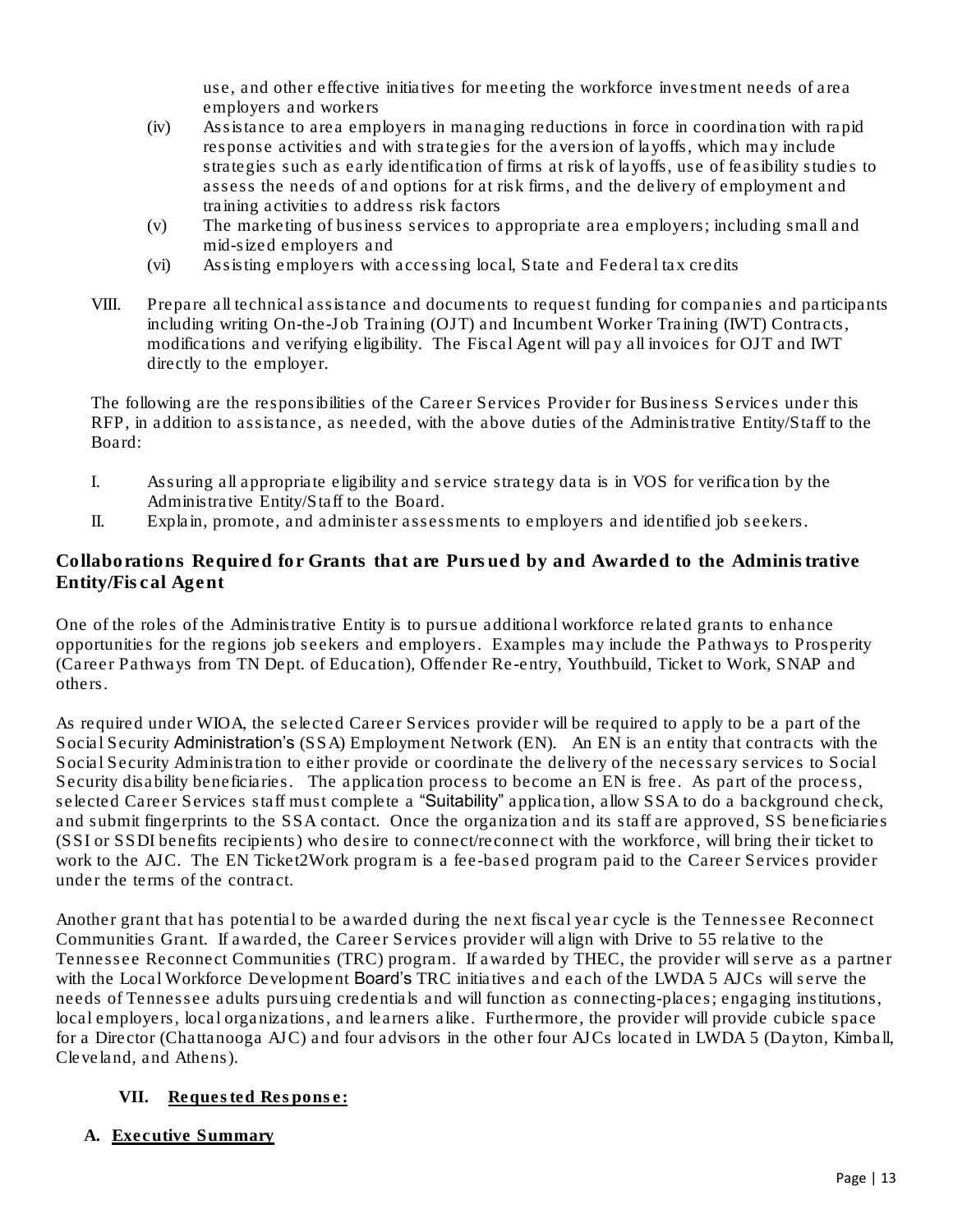use, and other effective initiatives for meeting the workforce investment needs of area employers and workers

(iv) Assistance to area employers in managing reductions in force in coordination with rapid response activities and with strategies for the aversion of layoffs, which may include strategies such as early identification of firms at risk of layoffs, use of feasibility studies to assess the needs of and options for at risk firms, and the delivery of employment and training activities to address risk factors

(v) The marketing of business services to appropriate area employers; including small and mid-sized employers and

(vi) Assisting employers with accessing local, State and Federal tax credits

VIII. Prepare all technical assistance and documents to request funding for companies and participants including writing On-the-Job Training (OJT) and Incumbent Worker Training (IWT) Contracts, modifications and verifying eligibility. The Fiscal Agent will pay all invoices for OJT and IWT directly to the employer.

The following are the responsibilities of the Career Services Provider for Business Services under this RFP, in addition to assistance, as needed, with the above duties of the Administrative Entity/Staff to the Board:

I. Assuring all appropriate eligibility and service strategy data is in VOS for verification by the Administrative Entity/Staff to the Board.

II. Explain, promote, and administer assessments to employers and identified job seekers.

### Collaborations Required for Grants that are Pursued by and Awarded to the Administrative Entity/Fiscal Agent

One of the roles of the Administrative Entity is to pursue additional workforce related grants to enhance opportunities for the regions job seekers and employers. Examples may include the Pathways to Prosperity (Career Pathways from TN Dept. of Education), Offender Re-entry, Youthbuild, Ticket to Work, SNAP and others.

As required under WIOA, the selected Career Services provider will be required to apply to be a part of the Social Security Administration's (SSA) Employment Network (EN). An EN is an entity that contracts with the Social Security Administration to either provide or coordinate the delivery of the necessary services to Social Security disability beneficiaries. The application process to become an EN is free. As part of the process, selected Career Services staff must complete a "Suitability" application, allow SSA to do a background check, and submit fingerprints to the SSA contact. Once the organization and its staff are approved, SS beneficiaries (SSI or SSDI benefits recipients) who desire to connect/reconnect with the workforce, will bring their ticket to work to the AJC. The EN Ticket2Work program is a fee-based program paid to the Career Services provider under the terms of the contract.

Another grant that has potential to be awarded during the next fiscal year cycle is the Tennessee Reconnect Communities Grant. If awarded, the Career Services provider will align with Drive to 55 relative to the Tennessee Reconnect Communities (TRC) program. If awarded by THEC, the provider will serve as a partner with the Local Workforce Development Board's TRC initiatives and each of the LWDA 5 AJCs will serve the needs of Tennessee adults pursuing credentials and will function as connecting-places; engaging institutions, local employers, local organizations, and learners alike. Furthermore, the provider will provide cubicle space for a Director (Chattanooga AJC) and four advisors in the other four AJCs located in LWDA 5 (Dayton, Kimball, Cleveland, and Athens).

## VII. <u>Requested Response:</u>

### A. <u>Executive Summary</u>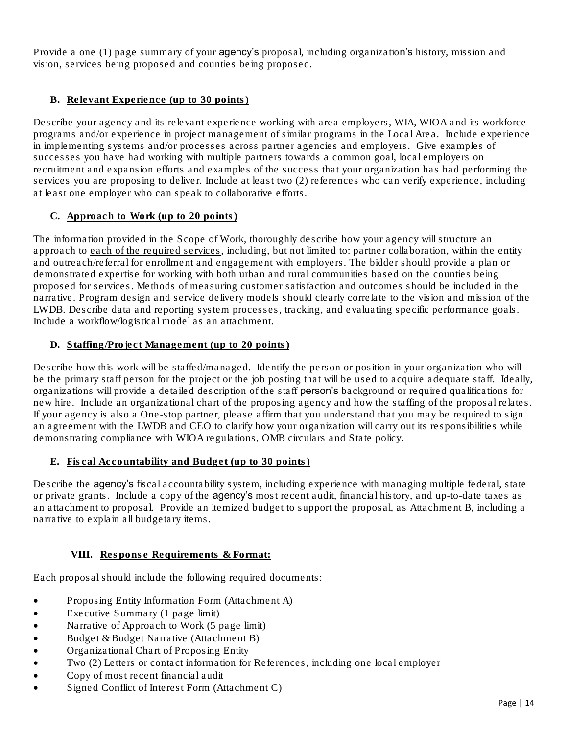Provide a one (1) page summary of your agency's proposal, including organization's history, mission and vision, services being proposed and counties being proposed.

**B. Relevant Experience (up to 30 points)**

Describe your agency and its relevant experience working with area employers, WIA, WIOA and its workforce programs and/or experience in project management of similar programs in the Local Area. Include experience in implementing systems and/or processes across partner agencies and employers. Give examples of successes you have had working with multiple partners towards a common goal, local employers on recruitment and expansion efforts and examples of the success that your organization has had performing the services you are proposing to deliver. Include at least two (2) references who can verify experience, including at least one employer who can speak to collaborative efforts.

**C. Approach to Work (up to 20 points)**

The information provided in the Scope of Work, thoroughly describe how your agency will structure an approach to each of the required services, including, but not limited to: partner collaboration, within the entity and outreach/referral for enrollment and engagement with employers. The bidder should provide a plan or demonstrated expertise for working with both urban and rural communities based on the counties being proposed for services. Methods of measuring customer satisfaction and outcomes should be included in the narrative. Program design and service delivery models should clearly correlate to the vision and mission of the LWDB. Describe data and reporting system processes, tracking, and evaluating specific performance goals. Include a workflow/logistical model as an attachment.

**D. Staffing/Project Management (up to 20 points)**

Describe how this work will be staffed/managed. Identify the person or position in your organization who will be the primary staff person for the project or the job posting that will be used to acquire adequate staff. Ideally, organizations will provide a detailed description of the staff person's background or required qualifications for new hire. Include an organizational chart of the proposing agency and how the staffing of the proposal relates. If your agency is also a One-stop partner, please affirm that you understand that you may be required to sign an agreement with the LWDB and CEO to clarify how your organization will carry out its responsibilities while demonstrating compliance with WIOA regulations, OMB circulars and State policy.

**E. Fiscal Accountability and Budget (up to 30 points)**

Describe the agency's fiscal accountability system, including experience with managing multiple federal, state or private grants. Include a copy of the agency's most recent audit, financial history, and up-to-date taxes as an attachment to proposal. Provide an itemized budget to support the proposal, as Attachment B, including a narrative to explain all budgetary items.

## VIII. Response Requirements & Format:

Each proposal should include the following required documents:

- Proposing Entity Information Form (Attachment A)
- Executive Summary (1 page limit)
- Narrative of Approach to Work (5 page limit)
- Budget & Budget Narrative (Attachment B)
- Organizational Chart of Proposing Entity
- Two (2) Letters or contact information for References, including one local employer
- Copy of most recent financial audit
- Signed Conflict of Interest Form (Attachment C)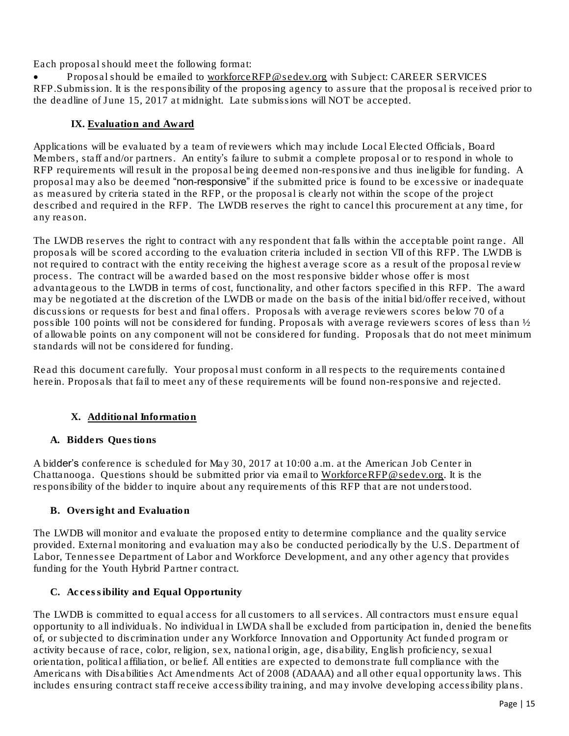Each proposal should meet the following format:

- Proposal should be emailed to workforceRFP@sedev.org with Subject: CAREER SERVICES RFP.Submission. It is the responsibility of the proposing agency to assure that the proposal is received prior to the deadline of June 15, 2017 at midnight. Late submissions will NOT be accepted.

## IX. Evaluation and Award

Applications will be evaluated by a team of reviewers which may include Local Elected Officials, Board Members, staff and/or partners. An entity's failure to submit a complete proposal or to respond in whole to RFP requirements will result in the proposal being deemed non-responsive and thus ineligible for funding. A proposal may also be deemed "non-responsive" if the submitted price is found to be excessive or inadequate as measured by criteria stated in the RFP, or the proposal is clearly not within the scope of the project described and required in the RFP. The LWDB reserves the right to cancel this procurement at any time, for any reason.

The LWDB reserves the right to contract with any respondent that falls within the acceptable point range. All proposals will be scored according to the evaluation criteria included in section VII of this RFP. The LWDB is not required to contract with the entity receiving the highest average score as a result of the proposal review process. The contract will be awarded based on the most responsive bidder whose offer is most advantageous to the LWDB in terms of cost, functionality, and other factors specified in this RFP. The award may be negotiated at the discretion of the LWDB or made on the basis of the initial bid/offer received, without discussions or requests for best and final offers. Proposals with average reviewers scores below 70 of a possible 100 points will not be considered for funding. Proposals with average reviewers scores of less than ½ of allowable points on any component will not be considered for funding. Proposals that do not meet minimum standards will not be considered for funding.

Read this document carefully. Your proposal must conform in all respects to the requirements contained herein. Proposals that fail to meet any of these requirements will be found non-responsive and rejected.

## X. Additional Information

### A. Bidders Questions

A bidder's conference is scheduled for May 30, 2017 at 10:00 a.m. at the American Job Center in Chattanooga. Questions should be submitted prior via email to WorkforceRFP@sedev.org. It is the responsibility of the bidder to inquire about any requirements of this RFP that are not understood.

### B. Oversight and Evaluation

The LWDB will monitor and evaluate the proposed entity to determine compliance and the quality service provided. External monitoring and evaluation may also be conducted periodically by the U.S. Department of Labor, Tennessee Department of Labor and Workforce Development, and any other agency that provides funding for the Youth Hybrid Partner contract.

### C. Accessibility and Equal Opportunity

The LWDB is committed to equal access for all customers to all services. All contractors must ensure equal opportunity to all individuals. No individual in LWDA shall be excluded from participation in, denied the benefits of, or subjected to discrimination under any Workforce Innovation and Opportunity Act funded program or activity because of race, color, religion, sex, national origin, age, disability, English proficiency, sexual orientation, political affiliation, or belief. All entities are expected to demonstrate full compliance with the Americans with Disabilities Act Amendments Act of 2008 (ADAAA) and all other equal opportunity laws. This includes ensuring contract staff receive accessibility training, and may involve developing accessibility plans.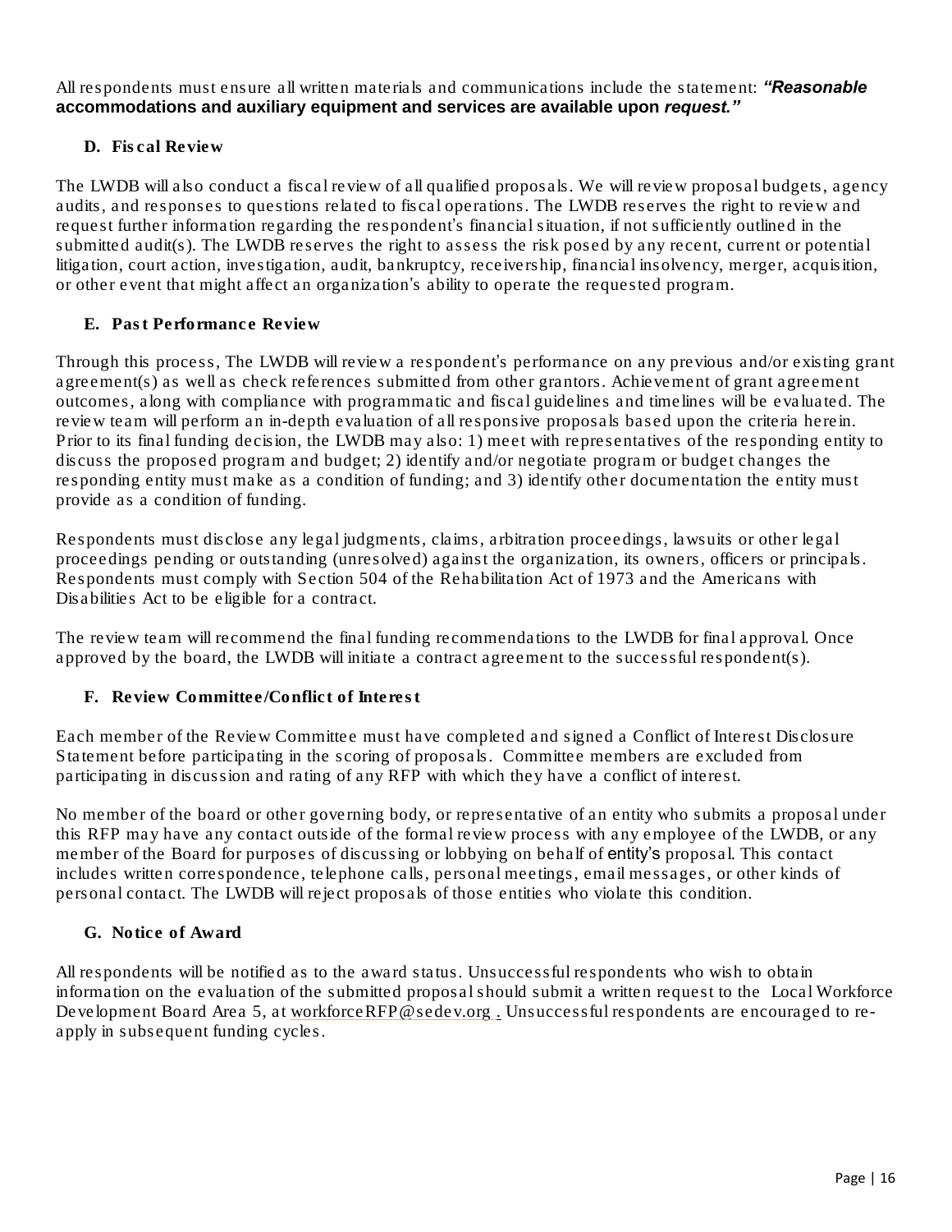All respondents must ensure all written materials and communications include the statement: ***"Reasonable* accommodations and auxiliary equipment and services are available upon *request."***

### D. Fiscal Review

The LWDB will also conduct a fiscal review of all qualified proposals. We will review proposal budgets, agency audits, and responses to questions related to fiscal operations. The LWDB reserves the right to review and request further information regarding the respondent's financial situation, if not sufficiently outlined in the submitted audit(s). The LWDB reserves the right to assess the risk posed by any recent, current or potential litigation, court action, investigation, audit, bankruptcy, receivership, financial insolvency, merger, acquisition, or other event that might affect an organization's ability to operate the requested program.

### E. Past Performance Review

Through this process, The LWDB will review a respondent's performance on any previous and/or existing grant agreement(s) as well as check references submitted from other grantors. Achievement of grant agreement outcomes, along with compliance with programmatic and fiscal guidelines and timelines will be evaluated. The review team will perform an in-depth evaluation of all responsive proposals based upon the criteria herein. Prior to its final funding decision, the LWDB may also: 1) meet with representatives of the responding entity to discuss the proposed program and budget; 2) identify and/or negotiate program or budget changes the responding entity must make as a condition of funding; and 3) identify other documentation the entity must provide as a condition of funding.

Respondents must disclose any legal judgments, claims, arbitration proceedings, lawsuits or other legal proceedings pending or outstanding (unresolved) against the organization, its owners, officers or principals. Respondents must comply with Section 504 of the Rehabilitation Act of 1973 and the Americans with Disabilities Act to be eligible for a contract.

The review team will recommend the final funding recommendations to the LWDB for final approval. Once approved by the board, the LWDB will initiate a contract agreement to the successful respondent(s).

### F. Review Committee/Conflict of Interest

Each member of the Review Committee must have completed and signed a Conflict of Interest Disclosure Statement before participating in the scoring of proposals. Committee members are excluded from participating in discussion and rating of any RFP with which they have a conflict of interest.

No member of the board or other governing body, or representative of an entity who submits a proposal under this RFP may have any contact outside of the formal review process with any employee of the LWDB, or any member of the Board for purposes of discussing or lobbying on behalf of entity's proposal. This contact includes written correspondence, telephone calls, personal meetings, email messages, or other kinds of personal contact. The LWDB will reject proposals of those entities who violate this condition.

### G. Notice of Award

All respondents will be notified as to the award status. Unsuccessful respondents who wish to obtain information on the evaluation of the submitted proposal should submit a written request to the Local Workforce Development Board Area 5, at workforceRFP@sedev.org . Unsuccessful respondents are encouraged to re-apply in subsequent funding cycles.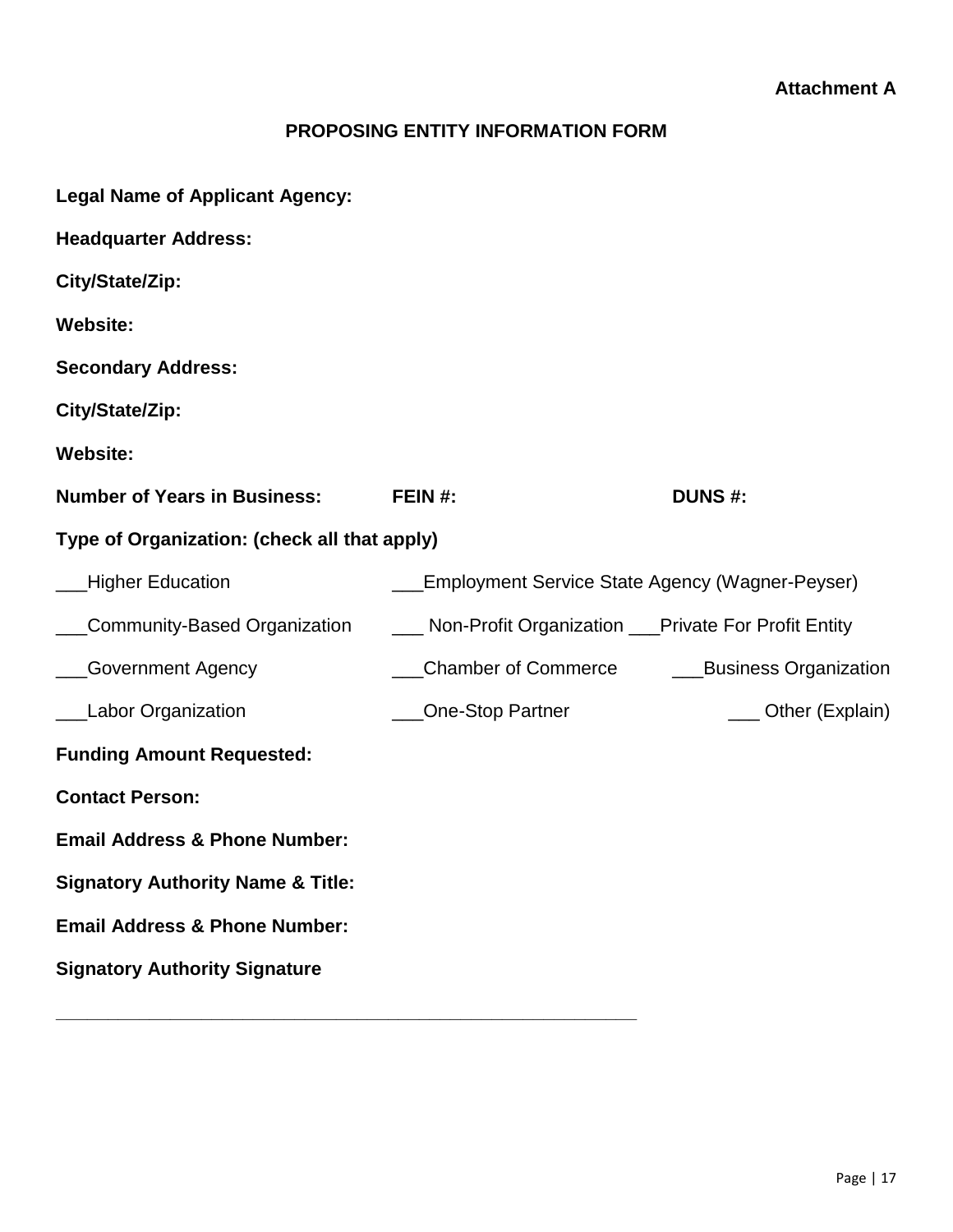**Attachment A**

## PROPOSING ENTITY INFORMATION FORM

**Legal Name of Applicant Agency:**

**Headquarter Address:**

**City/State/Zip:**

**Website:**

**Secondary Address:**

**City/State/Zip:**

**Website:**

**Number of Years in Business:** **FEIN #:** **DUNS #:**

**Type of Organization: (check all that apply)**

___Higher Education ___Employment Service State Agency (Wagner-Peyser)

___Community-Based Organization ___ Non-Profit Organization ___Private For Profit Entity

___Government Agency ___Chamber of Commerce ___Business Organization

___Labor Organization ___One-Stop Partner ___ Other (Explain)

**Funding Amount Requested:**

**Contact Person:**

**Email Address & Phone Number:**

**Signatory Authority Name & Title:**

**Email Address & Phone Number:**

**Signatory Authority Signature**

_____________________________________________________________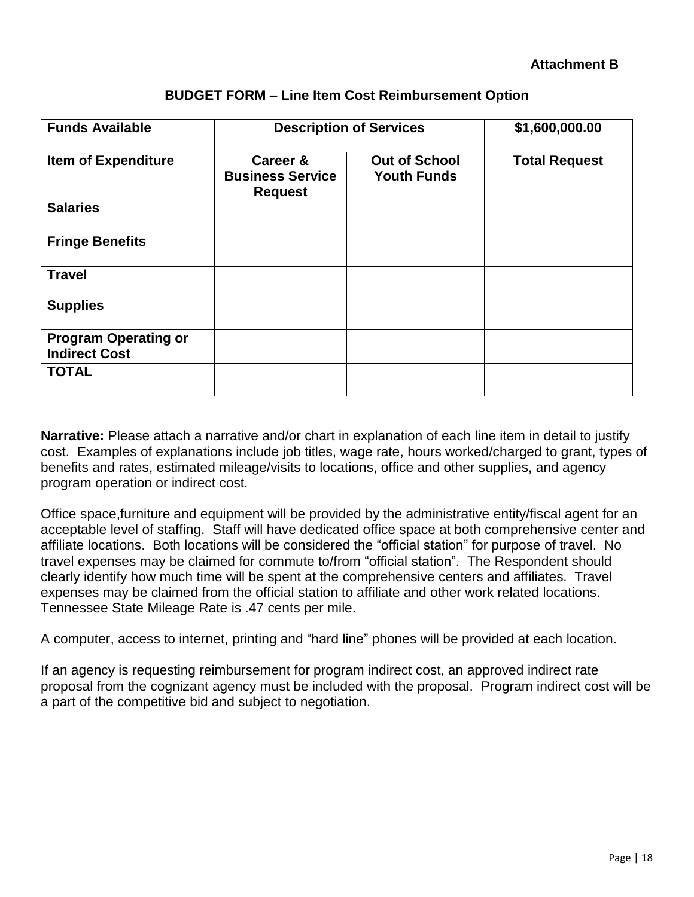**Attachment B**

**BUDGET FORM – Line Item Cost Reimbursement Option**

| **Funds Available** | **Description of Services** | | **$1,600,000.00** |
|---|---|---|---|
| **Item of Expenditure** | **Career & Business Service Request** | **Out of School Youth Funds** | **Total Request** |
| **Salaries** | | | |
| **Fringe Benefits** | | | |
| **Travel** | | | |
| **Supplies** | | | |
| **Program Operating or Indirect Cost** | | | |
| **TOTAL** | | | |

**Narrative:** Please attach a narrative and/or chart in explanation of each line item in detail to justify cost. Examples of explanations include job titles, wage rate, hours worked/charged to grant, types of benefits and rates, estimated mileage/visits to locations, office and other supplies, and agency program operation or indirect cost.

Office space,furniture and equipment will be provided by the administrative entity/fiscal agent for an acceptable level of staffing. Staff will have dedicated office space at both comprehensive center and affiliate locations. Both locations will be considered the "official station" for purpose of travel. No travel expenses may be claimed for commute to/from "official station". The Respondent should clearly identify how much time will be spent at the comprehensive centers and affiliates. Travel expenses may be claimed from the official station to affiliate and other work related locations. Tennessee State Mileage Rate is .47 cents per mile.

A computer, access to internet, printing and "hard line" phones will be provided at each location.

If an agency is requesting reimbursement for program indirect cost, an approved indirect rate proposal from the cognizant agency must be included with the proposal. Program indirect cost will be a part of the competitive bid and subject to negotiation.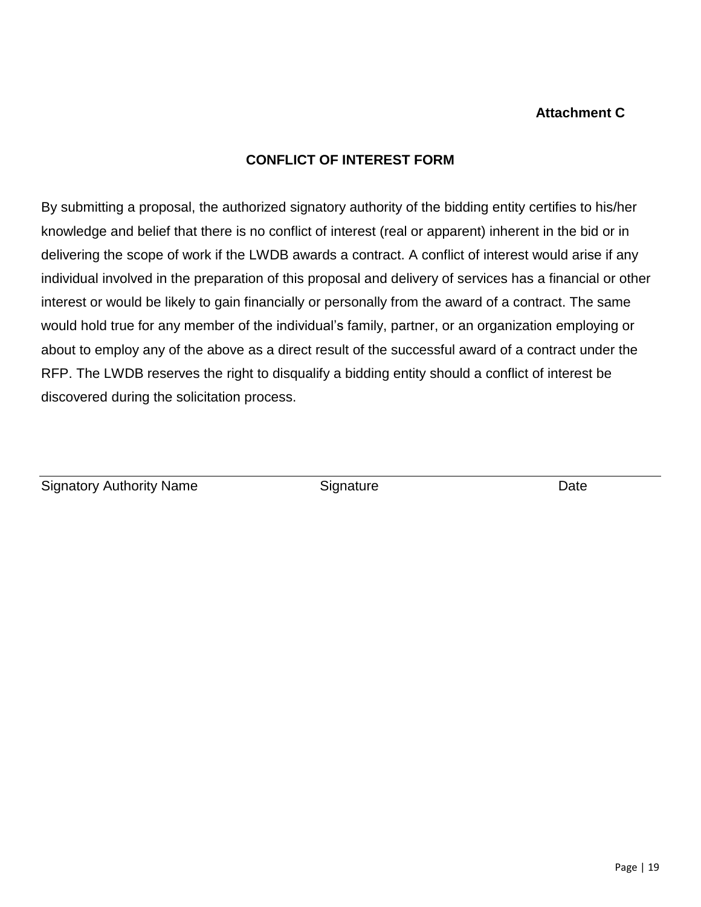**Attachment C**

## CONFLICT OF INTEREST FORM

By submitting a proposal, the authorized signatory authority of the bidding entity certifies to his/her knowledge and belief that there is no conflict of interest (real or apparent) inherent in the bid or in delivering the scope of work if the LWDB awards a contract. A conflict of interest would arise if any individual involved in the preparation of this proposal and delivery of services has a financial or other interest or would be likely to gain financially or personally from the award of a contract. The same would hold true for any member of the individual's family, partner, or an organization employing or about to employ any of the above as a direct result of the successful award of a contract under the RFP. The LWDB reserves the right to disqualify a bidding entity should a conflict of interest be discovered during the solicitation process.

\_\_\_\_\_\_\_\_\_\_\_\_\_\_\_\_\_\_\_\_\_\_\_\_\_\_\_\_\_\_\_\_\_\_\_\_\_\_\_\_\_\_\_\_\_\_\_\_\_\_\_\_\_\_\_\_\_\_\_\_\_\_\_\_\_\_\_\_\_\_\_\_

Signatory Authority Name Signature Date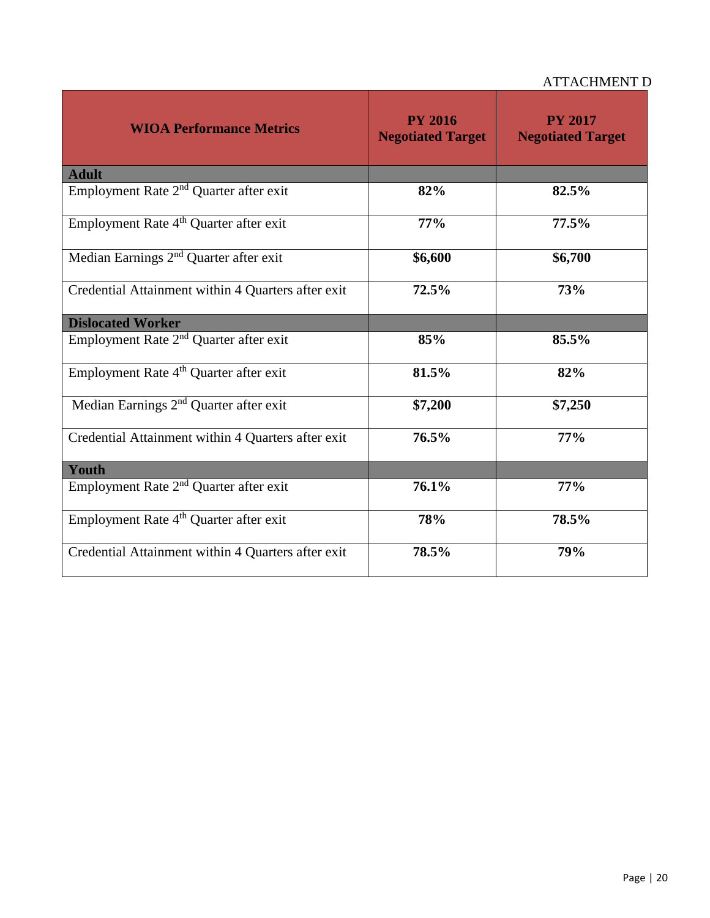ATTACHMENT D

| WIOA Performance Metrics | PY 2016 Negotiated Target | PY 2017 Negotiated Target |
|---|---|---|
| **Adult** | | |
| Employment Rate 2nd Quarter after exit | **82%** | **82.5%** |
| Employment Rate 4th Quarter after exit | **77%** | **77.5%** |
| Median Earnings 2nd Quarter after exit | **$6,600** | **$6,700** |
| Credential Attainment within 4 Quarters after exit | **72.5%** | **73%** |
| **Dislocated Worker** | | |
| Employment Rate 2nd Quarter after exit | **85%** | **85.5%** |
| Employment Rate 4th Quarter after exit | **81.5%** | **82%** |
| Median Earnings 2nd Quarter after exit | **$7,200** | **$7,250** |
| Credential Attainment within 4 Quarters after exit | **76.5%** | **77%** |
| **Youth** | | |
| Employment Rate 2nd Quarter after exit | **76.1%** | **77%** |
| Employment Rate 4th Quarter after exit | **78%** | **78.5%** |
| Credential Attainment within 4 Quarters after exit | **78.5%** | **79%** |